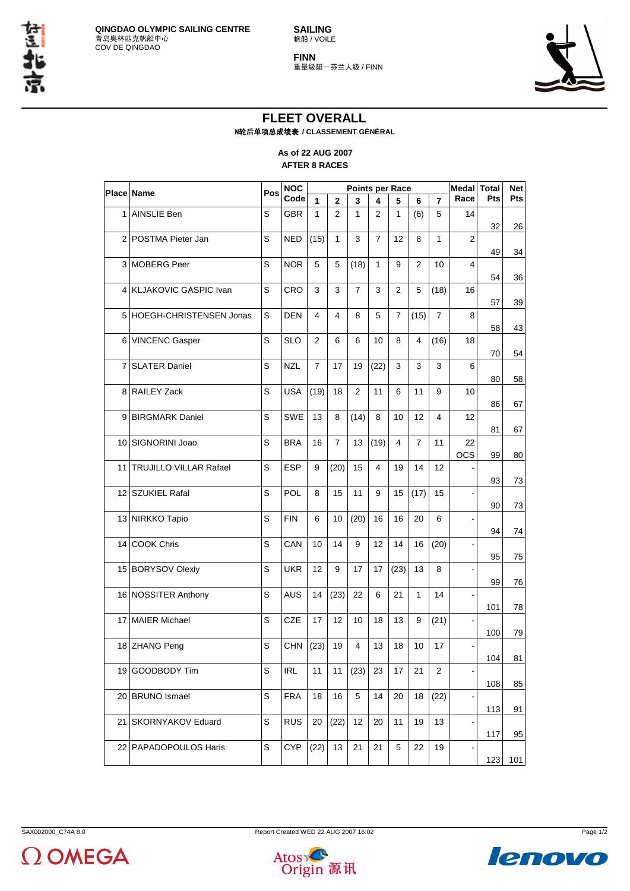QINGDAO OLYMPIC SAILING CENTRE
青岛奥林匹克帆船中心
COV DE QINGDAO

**SAILING**
帆船 / VOILE

**FINN**
重量级艇－芬兰人级 / FINN

# FLEET OVERALL

**N轮后单项总成绩表 / CLASSEMENT GÉNÉRAL**

**As of 22 AUG 2007**
**AFTER 8 RACES**

| Place | Name | Pos | NOC Code | Points per Race 1 | 2 | 3 | 4 | 5 | 6 | 7 | Medal Race | Total Pts | Net Pts |
|---|---|---|---|---|---|---|---|---|---|---|---|---|---|
| 1 | AINSLIE Ben | S | GBR | 1 | 2 | 1 | 2 | 1 | (6) | 5 | 14 | 32 | 26 |
| 2 | POSTMA Pieter Jan | S | NED | (15) | 1 | 3 | 7 | 12 | 8 | 1 | 2 | 49 | 34 |
| 3 | MOBERG Peer | S | NOR | 5 | 5 | (18) | 1 | 9 | 2 | 10 | 4 | 54 | 36 |
| 4 | KLJAKOVIC GASPIC Ivan | S | CRO | 3 | 3 | 7 | 3 | 2 | 5 | (18) | 16 | 57 | 39 |
| 5 | HOEGH-CHRISTENSEN Jonas | S | DEN | 4 | 4 | 8 | 5 | 7 | (15) | 7 | 8 | 58 | 43 |
| 6 | VINCENC Gasper | S | SLO | 2 | 6 | 6 | 10 | 8 | 4 | (16) | 18 | 70 | 54 |
| 7 | SLATER Daniel | S | NZL | 7 | 17 | 19 | (22) | 3 | 3 | 3 | 6 | 80 | 58 |
| 8 | RAILEY Zack | S | USA | (19) | 18 | 2 | 11 | 6 | 11 | 9 | 10 | 86 | 67 |
| 9 | BIRGMARK Daniel | S | SWE | 13 | 8 | (14) | 8 | 10 | 12 | 4 | 12 | 81 | 67 |
| 10 | SIGNORINI Joao | S | BRA | 16 | 7 | 13 | (19) | 4 | 7 | 11 | 22 OCS | 99 | 80 |
| 11 | TRUJILLO VILLAR Rafael | S | ESP | 9 | (20) | 15 | 4 | 19 | 14 | 12 | - | 93 | 73 |
| 12 | SZUKIEL Rafal | S | POL | 8 | 15 | 11 | 9 | 15 | (17) | 15 | - | 90 | 73 |
| 13 | NIRKKO Tapio | S | FIN | 6 | 10 | (20) | 16 | 16 | 20 | 6 | - | 94 | 74 |
| 14 | COOK Chris | S | CAN | 10 | 14 | 9 | 12 | 14 | 16 | (20) | - | 95 | 75 |
| 15 | BORYSOV Olexiy | S | UKR | 12 | 9 | 17 | 17 | (23) | 13 | 8 | - | 99 | 76 |
| 16 | NOSSITER Anthony | S | AUS | 14 | (23) | 22 | 6 | 21 | 1 | 14 | - | 101 | 78 |
| 17 | MAIER Michael | S | CZE | 17 | 12 | 10 | 18 | 13 | 9 | (21) | - | 100 | 79 |
| 18 | ZHANG Peng | S | CHN | (23) | 19 | 4 | 13 | 18 | 10 | 17 | - | 104 | 81 |
| 19 | GOODBODY Tim | S | IRL | 11 | 11 | (23) | 23 | 17 | 21 | 2 | - | 108 | 85 |
| 20 | BRUNO Ismael | S | FRA | 18 | 16 | 5 | 14 | 20 | 18 | (22) | - | 113 | 91 |
| 21 | SKORNYAKOV Eduard | S | RUS | 20 | (22) | 12 | 20 | 11 | 19 | 13 | - | 117 | 95 |
| 22 | PAPADOPOULOS Haris | S | CYP | (22) | 13 | 21 | 21 | 5 | 22 | 19 | - | 123 | 101 |

SAX002000_C74A 8.0

Report Created WED 22 AUG 2007 16:02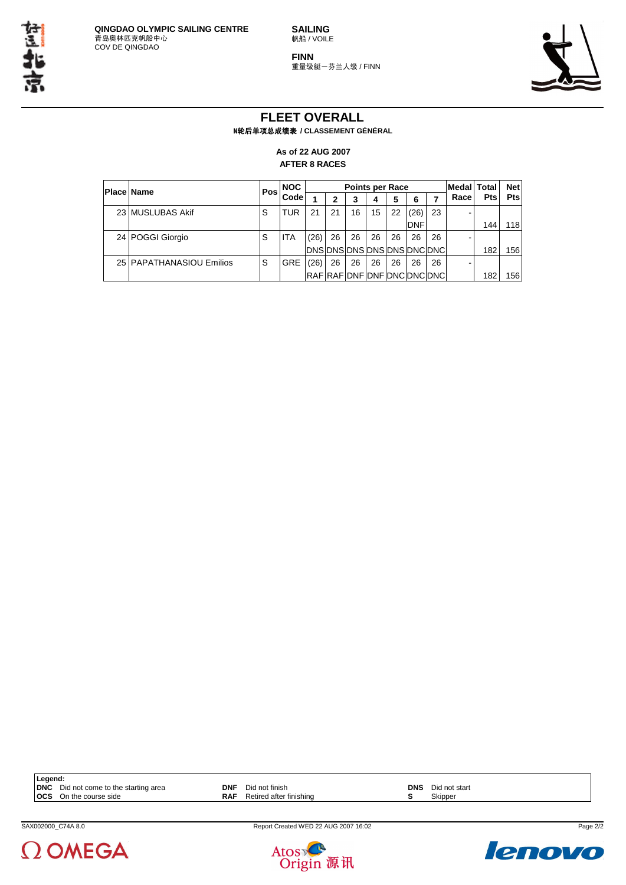QINGDAO OLYMPIC SAILING CENTRE
青岛奥林匹克帆船中心
COV DE QINGDAO

SAILING
帆船 / VOILE

FINN
重量级艇一芬兰人级 / FINN

# FLEET OVERALL

N轮后单项总成绩表 / CLASSEMENT GÉNÉRAL

**As of 22 AUG 2007**
**AFTER 8 RACES**

| Place | Name | Pos | NOC Code | Points per Race 1 | 2 | 3 | 4 | 5 | 6 | 7 | Medal Race | Total Pts | Net Pts |
|---|---|---|---|---|---|---|---|---|---|---|---|---|---|
| 23 | MUSLUBAS Akif | S | TUR | 21 | 21 | 16 | 15 | 22 | (26) DNF | 23 | - | 144 | 118 |
| 24 | POGGI Giorgio | S | ITA | (26) DNS | 26 DNS | 26 DNS | 26 DNS | 26 DNS | 26 DNC | 26 DNC | - | 182 | 156 |
| 25 | PAPATHANASIOU Emilios | S | GRE | (26) RAF | 26 RAF | 26 DNF | 26 DNF | 26 DNC | 26 DNC | 26 DNC | - | 182 | 156 |

**Legend:**
**DNC** Did not come to the starting area
**OCS** On the course side
**DNF** Did not finish
**RAF** Retired after finishing
**DNS** Did not start
**S** Skipper

SAX002000_C74A 8.0 Report Created WED 22 AUG 2007 16:02